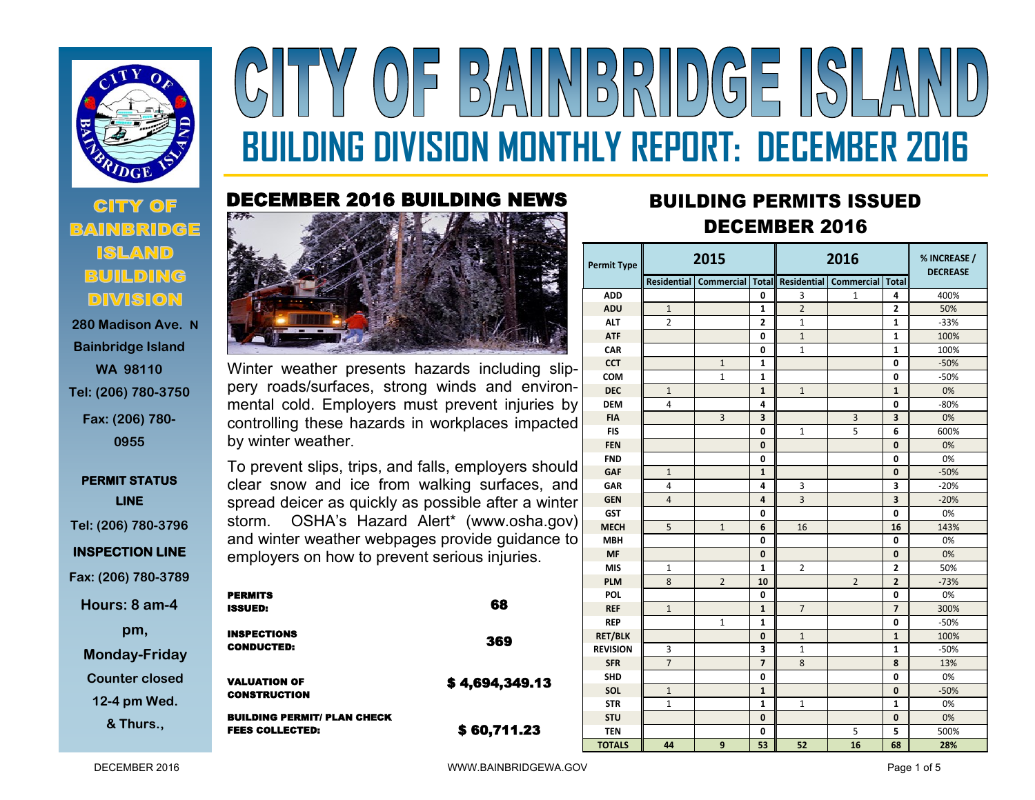# CITY OF BAINBRIDGE ISLAND

## BUILDING DIVISION MONTHLY REPORT: DECEMBER 2016

**CITY OF BAINBRIDGE ISLAND BUILDING DIVISION**

280 Madison Ave. N
Bainbridge Island
WA 98110
Tel: (206) 780-3750
Fax: (206) 780-0955

**PERMIT STATUS LINE**
Tel: (206) 780-3796

**INSPECTION LINE**
Fax: (206) 780-3789

Hours: 8 am-4 pm,
Monday-Friday
Counter closed 12-4 pm Wed. & Thurs.,

## DECEMBER 2016 BUILDING NEWS

Winter weather presents hazards including slippery roads/surfaces, strong winds and environmental cold. Employers must prevent injuries by controlling these hazards in workplaces impacted by winter weather.

To prevent slips, trips, and falls, employers should clear snow and ice from walking surfaces, and spread deicer as quickly as possible after a winter storm. OSHA's Hazard Alert* (www.osha.gov) and winter weather webpages provide guidance to employers on how to prevent serious injuries.

| | |
|---|---|
| **PERMITS ISSUED:** | **68** |
| **INSPECTIONS CONDUCTED:** | **369** |
| **VALUATION OF CONSTRUCTION** | **$ 4,694,349.13** |
| **BUILDING PERMIT/ PLAN CHECK FEES COLLECTED:** | **$ 60,711.23** |

## BUILDING PERMITS ISSUED DECEMBER 2016

| Permit Type | 2015 | | | 2016 | | | % INCREASE / DECREASE |
|---|---|---|---|---|---|---|---|
| | Residential | Commercial | Total | Residential | Commercial | Total | |
| ADD | | | 0 | 3 | 1 | 4 | 400% |
| ADU | 1 | | 1 | 2 | | 2 | 50% |
| ALT | 2 | | 2 | 1 | | 1 | -33% |
| ATF | | | 0 | 1 | | 1 | 100% |
| CAR | | | 0 | 1 | | 1 | 100% |
| CCT | | 1 | 1 | | | 0 | -50% |
| COM | | 1 | 1 | | | 0 | -50% |
| DEC | 1 | | 1 | 1 | | 1 | 0% |
| DEM | 4 | | 4 | | | 0 | -80% |
| FIA | | 3 | 3 | | 3 | 3 | 0% |
| FIS | | | 0 | 1 | 5 | 6 | 600% |
| FEN | | | 0 | | | 0 | 0% |
| FND | | | 0 | | | 0 | 0% |
| GAF | 1 | | 1 | | | 0 | -50% |
| GAR | 4 | | 4 | 3 | | 3 | -20% |
| GEN | 4 | | 4 | 3 | | 3 | -20% |
| GST | | | 0 | | | 0 | 0% |
| MECH | 5 | 1 | 6 | 16 | | 16 | 143% |
| MBH | | | 0 | | | 0 | 0% |
| MF | | | 0 | | | 0 | 0% |
| MIS | 1 | | 1 | 2 | | 2 | 50% |
| PLM | 8 | 2 | 10 | | 2 | 2 | -73% |
| POL | | | 0 | | | 0 | 0% |
| REF | 1 | | 1 | 7 | | 7 | 300% |
| REP | | 1 | 1 | | | 0 | -50% |
| RET/BLK | | | 0 | 1 | | 1 | 100% |
| REVISION | 3 | | 3 | 1 | | 1 | -50% |
| SFR | 7 | | 7 | 8 | | 8 | 13% |
| SHD | | | 0 | | | 0 | 0% |
| SOL | 1 | | 1 | | | 0 | -50% |
| STR | 1 | | 1 | 1 | | 1 | 0% |
| STU | | | 0 | | | 0 | 0% |
| TEN | | | 0 | | 5 | 5 | 500% |
| **TOTALS** | **44** | **9** | **53** | **52** | **16** | **68** | **28%** |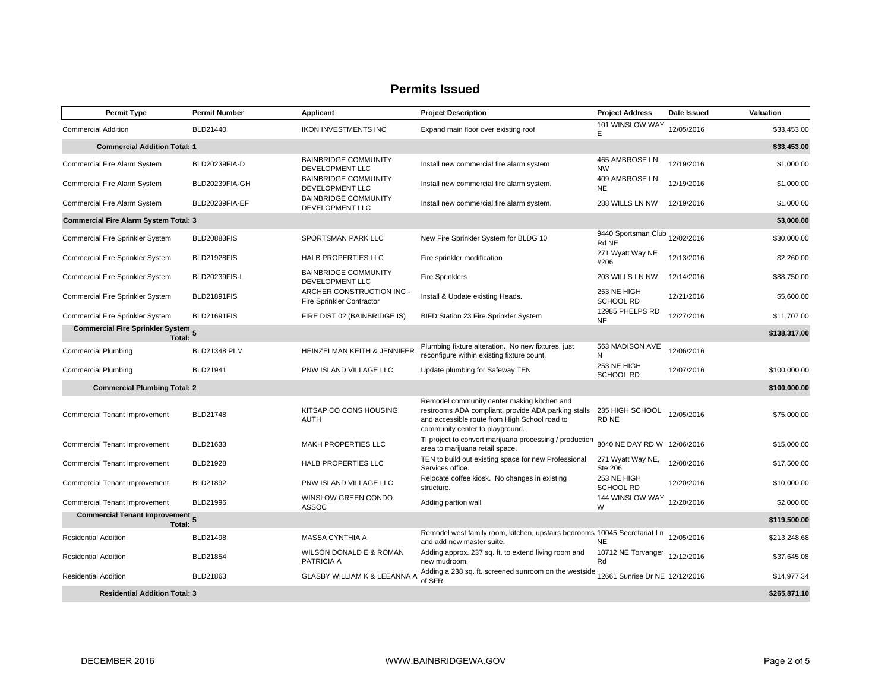## Permits Issued

| Permit Type | Permit Number | Applicant | Project Description | Project Address | Date Issued | Valuation |
|---|---|---|---|---|---|---|
| Commercial Addition | BLD21440 | IKON INVESTMENTS INC | Expand main floor over existing roof | 101 WINSLOW WAY E | 12/05/2016 | $33,453.00 |
| **Commercial Addition Total: 1** | | | | | | **$33,453.00** |
| Commercial Fire Alarm System | BLD20239FIA-D | BAINBRIDGE COMMUNITY DEVELOPMENT LLC | Install new commercial fire alarm system | 465 AMBROSE LN NW | 12/19/2016 | $1,000.00 |
| Commercial Fire Alarm System | BLD20239FIA-GH | BAINBRIDGE COMMUNITY DEVELOPMENT LLC | Install new commercial fire alarm system. | 409 AMBROSE LN NE | 12/19/2016 | $1,000.00 |
| Commercial Fire Alarm System | BLD20239FIA-EF | BAINBRIDGE COMMUNITY DEVELOPMENT LLC | Install new commercial fire alarm system. | 288 WILLS LN NW | 12/19/2016 | $1,000.00 |
| **Commercial Fire Alarm System Total: 3** | | | | | | **$3,000.00** |
| Commercial Fire Sprinkler System | BLD20883FIS | SPORTSMAN PARK LLC | New Fire Sprinkler System for BLDG 10 | 9440 Sportsman Club Rd NE | 12/02/2016 | $30,000.00 |
| Commercial Fire Sprinkler System | BLD21928FIS | HALB PROPERTIES LLC | Fire sprinkler modification | 271 Wyatt Way NE #206 | 12/13/2016 | $2,260.00 |
| Commercial Fire Sprinkler System | BLD20239FIS-L | BAINBRIDGE COMMUNITY DEVELOPMENT LLC | Fire Sprinklers | 203 WILLS LN NW | 12/14/2016 | $88,750.00 |
| Commercial Fire Sprinkler System | BLD21891FIS | ARCHER CONSTRUCTION INC - Fire Sprinkler Contractor | Install & Update existing Heads. | 253 NE HIGH SCHOOL RD | 12/21/2016 | $5,600.00 |
| Commercial Fire Sprinkler System | BLD21691FIS | FIRE DIST 02 (BAINBRIDGE IS) | BIFD Station 23 Fire Sprinkler System | 12985 PHELPS RD NE | 12/27/2016 | $11,707.00 |
| **Commercial Fire Sprinkler System Total: 5** | | | | | | **$138,317.00** |
| Commercial Plumbing | BLD21348 PLM | HEINZELMAN KEITH & JENNIFER | Plumbing fixture alteration. No new fixtures, just reconfigure within existing fixture count. | 563 MADISON AVE N | 12/06/2016 | |
| Commercial Plumbing | BLD21941 | PNW ISLAND VILLAGE LLC | Update plumbing for Safeway TEN | 253 NE HIGH SCHOOL RD | 12/07/2016 | $100,000.00 |
| **Commercial Plumbing Total: 2** | | | | | | **$100,000.00** |
| Commercial Tenant Improvement | BLD21748 | KITSAP CO CONS HOUSING AUTH | Remodel community center making kitchen and restrooms ADA compliant, provide ADA parking stalls and accessible route from High School road to community center to playground. | 235 HIGH SCHOOL RD NE | 12/05/2016 | $75,000.00 |
| Commercial Tenant Improvement | BLD21633 | MAKH PROPERTIES LLC | TI project to convert marijuana processing / production area to marijuana retail space. | 8040 NE DAY RD W | 12/06/2016 | $15,000.00 |
| Commercial Tenant Improvement | BLD21928 | HALB PROPERTIES LLC | TEN to build out existing space for new Professional Services office. | 271 Wyatt Way NE, Ste 206 | 12/08/2016 | $17,500.00 |
| Commercial Tenant Improvement | BLD21892 | PNW ISLAND VILLAGE LLC | Relocate coffee kiosk. No changes in existing structure. | 253 NE HIGH SCHOOL RD | 12/20/2016 | $10,000.00 |
| Commercial Tenant Improvement | BLD21996 | WINSLOW GREEN CONDO ASSOC | Adding partion wall | 144 WINSLOW WAY W | 12/20/2016 | $2,000.00 |
| **Commercial Tenant Improvement Total: 5** | | | | | | **$119,500.00** |
| Residential Addition | BLD21498 | MASSA CYNTHIA A | Remodel west family room, kitchen, upstairs bedrooms and add new master suite. | 10045 Secretariat Ln NE | 12/05/2016 | $213,248.68 |
| Residential Addition | BLD21854 | WILSON DONALD E & ROMAN PATRICIA A | Adding approx. 237 sq. ft. to extend living room and new mudroom. | 10712 NE Torvanger Rd | 12/12/2016 | $37,645.08 |
| Residential Addition | BLD21863 | GLASBY WILLIAM K & LEEANNA A | Adding a 238 sq. ft. screened sunroom on the westside of SFR | 12661 Sunrise Dr NE | 12/12/2016 | $14,977.34 |
| **Residential Addition Total: 3** | | | | | | **$265,871.10** |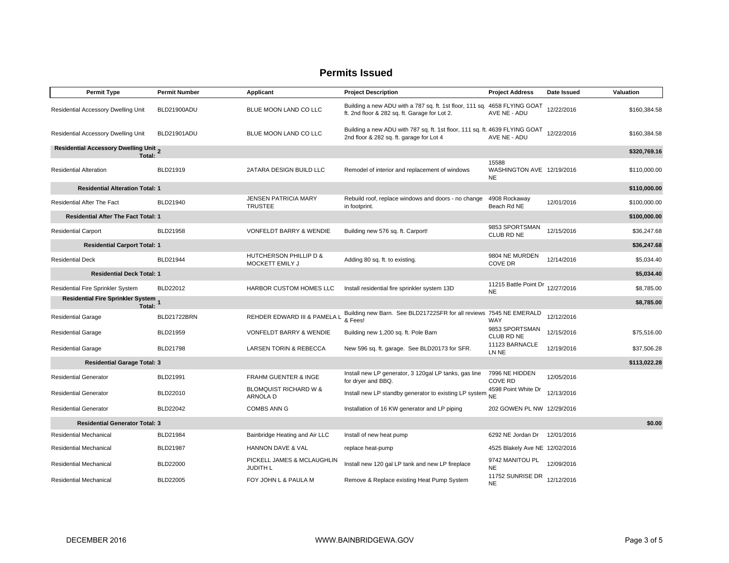## Permits Issued

| Permit Type | Permit Number | Applicant | Project Description | Project Address | Date Issued | Valuation |
|---|---|---|---|---|---|---|
| Residential Accessory Dwelling Unit | BLD21900ADU | BLUE MOON LAND CO LLC | Building a new ADU with a 787 sq. ft. 1st floor, 111 sq. ft. 2nd floor & 282 sq. ft. Garage for Lot 2. | 4658 FLYING GOAT AVE NE - ADU | 12/22/2016 | $160,384.58 |
| Residential Accessory Dwelling Unit | BLD21901ADU | BLUE MOON LAND CO LLC | Building a new ADU with 787 sq. ft. 1st floor, 111 sq. ft. 2nd floor & 282 sq. ft. garage for Lot 4 | 4639 FLYING GOAT AVE NE - ADU | 12/22/2016 | $160,384.58 |
| **Residential Accessory Dwelling Unit Total: 2** | | | | | | **$320,769.16** |
| Residential Alteration | BLD21919 | 2ATARA DESIGN BUILD LLC | Remodel of interior and replacement of windows | 15588 WASHINGTON AVE NE | 12/19/2016 | $110,000.00 |
| **Residential Alteration Total: 1** | | | | | | **$110,000.00** |
| Residential After The Fact | BLD21940 | JENSEN PATRICIA MARY TRUSTEE | Rebuild roof, replace windows and doors - no change in footprint. | 4908 Rockaway Beach Rd NE | 12/01/2016 | $100,000.00 |
| **Residential After The Fact Total: 1** | | | | | | **$100,000.00** |
| Residential Carport | BLD21958 | VONFELDT BARRY & WENDIE | Building new 576 sq. ft. Carport! | 9853 SPORTSMAN CLUB RD NE | 12/15/2016 | $36,247.68 |
| **Residential Carport Total: 1** | | | | | | **$36,247.68** |
| Residential Deck | BLD21944 | HUTCHERSON PHILLIP D & MOCKETT EMILY J | Adding 80 sq. ft. to existing. | 9804 NE MURDEN COVE DR | 12/14/2016 | $5,034.40 |
| **Residential Deck Total: 1** | | | | | | **$5,034.40** |
| Residential Fire Sprinkler System | BLD22012 | HARBOR CUSTOM HOMES LLC | Install residential fire sprinkler system 13D | 11215 Battle Point Dr NE | 12/27/2016 | $8,785.00 |
| **Residential Fire Sprinkler System Total: 1** | | | | | | **$8,785.00** |
| Residential Garage | BLD21722BRN | REHDER EDWARD III & PAMELA L | Building new Barn. See BLD21722SFR for all reviews & Fees! | 7545 NE EMERALD WAY | 12/12/2016 | |
| Residential Garage | BLD21959 | VONFELDT BARRY & WENDIE | Building new 1,200 sq. ft. Pole Barn | 9853 SPORTSMAN CLUB RD NE | 12/15/2016 | $75,516.00 |
| Residential Garage | BLD21798 | LARSEN TORIN & REBECCA | New 596 sq. ft. garage. See BLD20173 for SFR. | 11123 BARNACLE LN NE | 12/19/2016 | $37,506.28 |
| **Residential Garage Total: 3** | | | | | | **$113,022.28** |
| Residential Generator | BLD21991 | FRAHM GUENTER & INGE | Install new LP generator, 3 120gal LP tanks, gas line for dryer and BBQ. | 7996 NE HIDDEN COVE RD | 12/05/2016 | |
| Residential Generator | BLD22010 | BLOMQUIST RICHARD W & ARNOLA D | Install new LP standby generator to existing LP system | 4598 Point White Dr NE | 12/13/2016 | |
| Residential Generator | BLD22042 | COMBS ANN G | Installation of 16 KW generator and LP piping | 202 GOWEN PL NW | 12/29/2016 | |
| **Residential Generator Total: 3** | | | | | | **$0.00** |
| Residential Mechanical | BLD21984 | Bainbridge Heating and Air LLC | Install of new heat pump | 6292 NE Jordan Dr | 12/01/2016 | |
| Residential Mechanical | BLD21987 | HANNON DAVE & VAL | replace heat-pump | 4525 Blakely Ave NE | 12/02/2016 | |
| Residential Mechanical | BLD22000 | PICKELL JAMES & MCLAUGHLIN JUDITH L | Install new 120 gal LP tank and new LP fireplace | 9742 MANITOU PL NE | 12/09/2016 | |
| Residential Mechanical | BLD22005 | FOY JOHN L & PAULA M | Remove & Replace existing Heat Pump System | 11752 SUNRISE DR NE | 12/12/2016 | |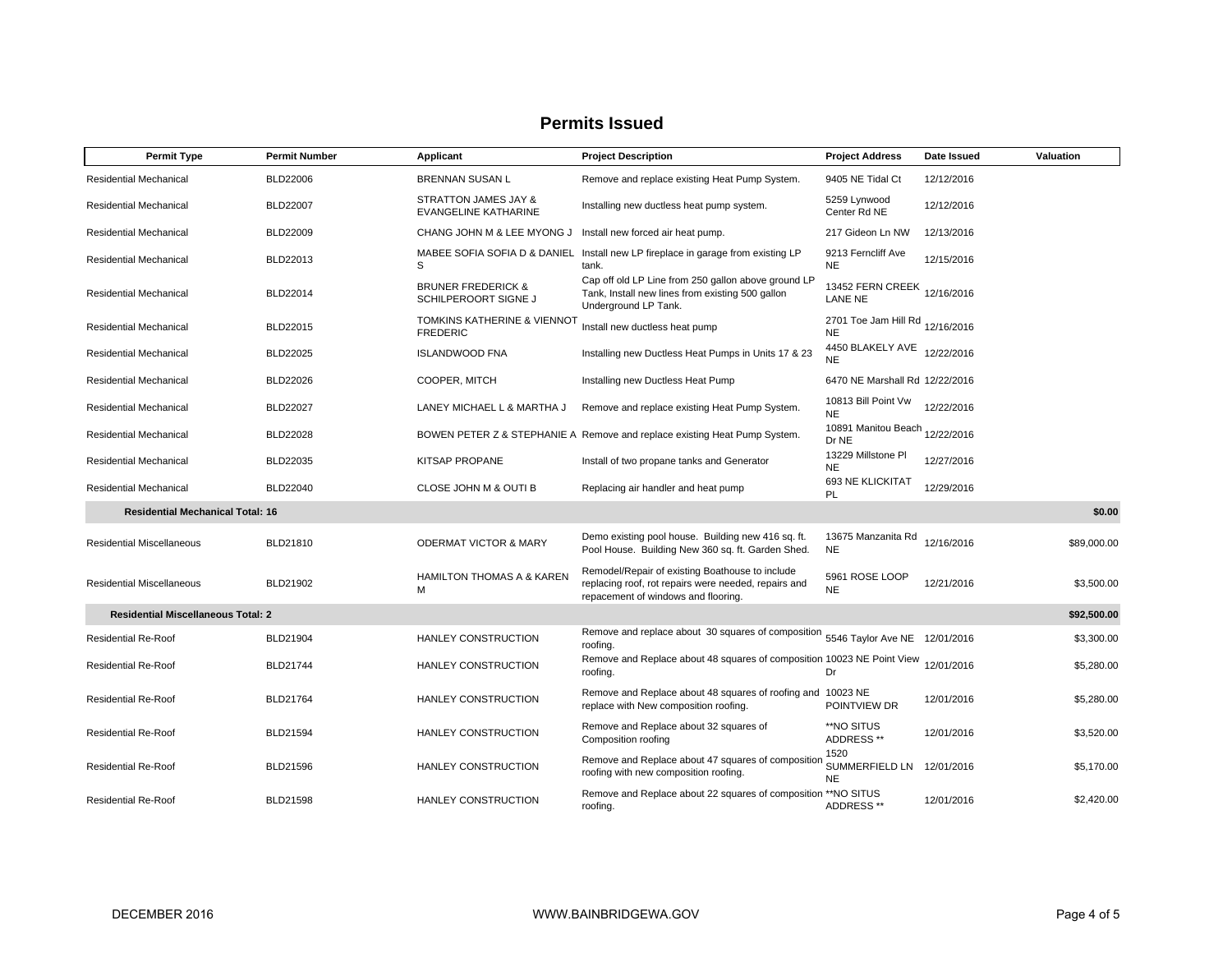## Permits Issued

| Permit Type | Permit Number | Applicant | Project Description | Project Address | Date Issued | Valuation |
|---|---|---|---|---|---|---|
| Residential Mechanical | BLD22006 | BRENNAN SUSAN L | Remove and replace existing Heat Pump System. | 9405 NE Tidal Ct | 12/12/2016 | |
| Residential Mechanical | BLD22007 | STRATTON JAMES JAY & EVANGELINE KATHARINE | Installing new ductless heat pump system. | 5259 Lynwood Center Rd NE | 12/12/2016 | |
| Residential Mechanical | BLD22009 | CHANG JOHN M & LEE MYONG J | Install new forced air heat pump. | 217 Gideon Ln NW | 12/13/2016 | |
| Residential Mechanical | BLD22013 | MABEE SOFIA SOFIA D & DANIEL S | Install new LP fireplace in garage from existing LP tank. | 9213 Ferncliff Ave NE | 12/15/2016 | |
| Residential Mechanical | BLD22014 | BRUNER FREDERICK & SCHILPEROORT SIGNE J | Cap off old LP Line from 250 gallon above ground LP Tank, Install new lines from existing 500 gallon Underground LP Tank. | 13452 FERN CREEK LANE NE | 12/16/2016 | |
| Residential Mechanical | BLD22015 | TOMKINS KATHERINE & VIENNOT FREDERIC | Install new ductless heat pump | 2701 Toe Jam Hill Rd NE | 12/16/2016 | |
| Residential Mechanical | BLD22025 | ISLANDWOOD FNA | Installing new Ductless Heat Pumps in Units 17 & 23 | 4450 BLAKELY AVE NE | 12/22/2016 | |
| Residential Mechanical | BLD22026 | COOPER, MITCH | Installing new Ductless Heat Pump | 6470 NE Marshall Rd | 12/22/2016 | |
| Residential Mechanical | BLD22027 | LANEY MICHAEL L & MARTHA J | Remove and replace existing Heat Pump System. | 10813 Bill Point Vw NE | 12/22/2016 | |
| Residential Mechanical | BLD22028 | BOWEN PETER Z & STEPHANIE A | Remove and replace existing Heat Pump System. | 10891 Manitou Beach Dr NE | 12/22/2016 | |
| Residential Mechanical | BLD22035 | KITSAP PROPANE | Install of two propane tanks and Generator | 13229 Millstone Pl NE | 12/27/2016 | |
| Residential Mechanical | BLD22040 | CLOSE JOHN M & OUTI B | Replacing air handler and heat pump | 693 NE KLICKITAT PL | 12/29/2016 | |
| **Residential Mechanical Total: 16** | | | | | | **$0.00** |
| Residential Miscellaneous | BLD21810 | ODERMAT VICTOR & MARY | Demo existing pool house. Building new 416 sq. ft. Pool House. Building New 360 sq. ft. Garden Shed. | 13675 Manzanita Rd NE | 12/16/2016 | $89,000.00 |
| Residential Miscellaneous | BLD21902 | HAMILTON THOMAS A & KAREN M | Remodel/Repair of existing Boathouse to include replacing roof, rot repairs were needed, repairs and repacement of windows and flooring. | 5961 ROSE LOOP NE | 12/21/2016 | $3,500.00 |
| **Residential Miscellaneous Total: 2** | | | | | | **$92,500.00** |
| Residential Re-Roof | BLD21904 | HANLEY CONSTRUCTION | Remove and replace about 30 squares of composition roofing. | 5546 Taylor Ave NE | 12/01/2016 | $3,300.00 |
| Residential Re-Roof | BLD21744 | HANLEY CONSTRUCTION | Remove and Replace about 48 squares of composition roofing. | 10023 NE Point View Dr | 12/01/2016 | $5,280.00 |
| Residential Re-Roof | BLD21764 | HANLEY CONSTRUCTION | Remove and Replace about 48 squares of roofing and replace with New composition roofing. | 10023 NE POINTVIEW DR | 12/01/2016 | $5,280.00 |
| Residential Re-Roof | BLD21594 | HANLEY CONSTRUCTION | Remove and Replace about 32 squares of Composition roofing | **NO SITUS ADDRESS ** | 12/01/2016 | $3,520.00 |
| Residential Re-Roof | BLD21596 | HANLEY CONSTRUCTION | Remove and Replace about 47 squares of composition roofing with new composition roofing. | 1520 SUMMERFIELD LN NE | 12/01/2016 | $5,170.00 |
| Residential Re-Roof | BLD21598 | HANLEY CONSTRUCTION | Remove and Replace about 22 squares of composition roofing. | **NO SITUS ADDRESS ** | 12/01/2016 | $2,420.00 |

DECEMBER 2016 WWW.BAINBRIDGEWA.GOV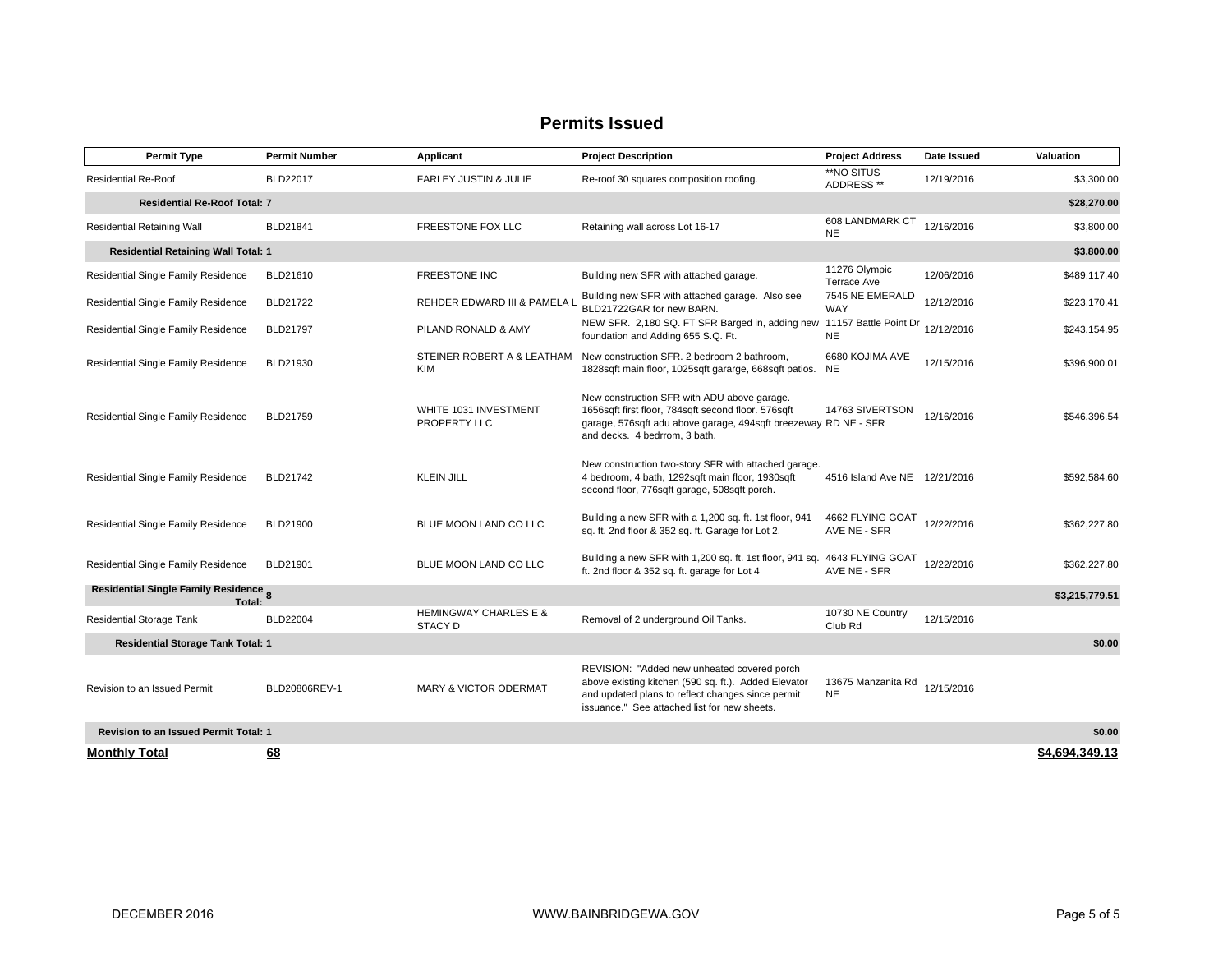## Permits Issued

| Permit Type | Permit Number | Applicant | Project Description | Project Address | Date Issued | Valuation |
|---|---|---|---|---|---|---|
| Residential Re-Roof | BLD22017 | FARLEY JUSTIN & JULIE | Re-roof 30 squares composition roofing. | **NO SITUS ADDRESS ** | 12/19/2016 | $3,300.00 |
| **Residential Re-Roof Total: 7** | | | | | | **$28,270.00** |
| Residential Retaining Wall | BLD21841 | FREESTONE FOX LLC | Retaining wall across Lot 16-17 | 608 LANDMARK CT NE | 12/16/2016 | $3,800.00 |
| **Residential Retaining Wall Total: 1** | | | | | | **$3,800.00** |
| Residential Single Family Residence | BLD21610 | FREESTONE INC | Building new SFR with attached garage. | 11276 Olympic Terrace Ave | 12/06/2016 | $489,117.40 |
| Residential Single Family Residence | BLD21722 | REHDER EDWARD III & PAMELA L | Building new SFR with attached garage. Also see BLD21722GAR for new BARN. | 7545 NE EMERALD WAY | 12/12/2016 | $223,170.41 |
| Residential Single Family Residence | BLD21797 | PILAND RONALD & AMY | NEW SFR. 2,180 SQ. FT SFR Barged in, adding new foundation and Adding 655 S.Q. Ft. | 11157 Battle Point Dr NE | 12/12/2016 | $243,154.95 |
| Residential Single Family Residence | BLD21930 | STEINER ROBERT A & LEATHAM KIM | New construction SFR. 2 bedroom 2 bathroom, 1828sqft main floor, 1025sqft gararge, 668sqft patios. | 6680 KOJIMA AVE NE | 12/15/2016 | $396,900.01 |
| Residential Single Family Residence | BLD21759 | WHITE 1031 INVESTMENT PROPERTY LLC | New construction SFR with ADU above garage. 1656sqft first floor, 784sqft second floor. 576sqft garage, 576sqft adu above garage, 494sqft breezeway and decks. 4 bedrrom, 3 bath. | 14763 SIVERTSON RD NE - SFR | 12/16/2016 | $546,396.54 |
| Residential Single Family Residence | BLD21742 | KLEIN JILL | New construction two-story SFR with attached garage. 4 bedroom, 4 bath, 1292sqft main floor, 1930sqft second floor, 776sqft garage, 508sqft porch. | 4516 Island Ave NE | 12/21/2016 | $592,584.60 |
| Residential Single Family Residence | BLD21900 | BLUE MOON LAND CO LLC | Building a new SFR with a 1,200 sq. ft. 1st floor, 941 sq. ft. 2nd floor & 352 sq. ft. Garage for Lot 2. | 4662 FLYING GOAT AVE NE - SFR | 12/22/2016 | $362,227.80 |
| Residential Single Family Residence | BLD21901 | BLUE MOON LAND CO LLC | Building a new SFR with 1,200 sq. ft. 1st floor, 941 sq. ft. 2nd floor & 352 sq. ft. garage for Lot 4 | 4643 FLYING GOAT AVE NE - SFR | 12/22/2016 | $362,227.80 |
| **Residential Single Family Residence Total: 8** | | | | | | **$3,215,779.51** |
| Residential Storage Tank | BLD22004 | HEMINGWAY CHARLES E & STACY D | Removal of 2 underground Oil Tanks. | 10730 NE Country Club Rd | 12/15/2016 | |
| **Residential Storage Tank Total: 1** | | | | | | **$0.00** |
| Revision to an Issued Permit | BLD20806REV-1 | MARY & VICTOR ODERMAT | REVISION: "Added new unheated covered porch above existing kitchen (590 sq. ft.). Added Elevator and updated plans to reflect changes since permit issuance." See attached list for new sheets. | 13675 Manzanita Rd NE | 12/15/2016 | |
| **Revision to an Issued Permit Total: 1** | | | | | | **$0.00** |
| **Monthly Total** | **68** | | | | | **$4,694,349.13** |